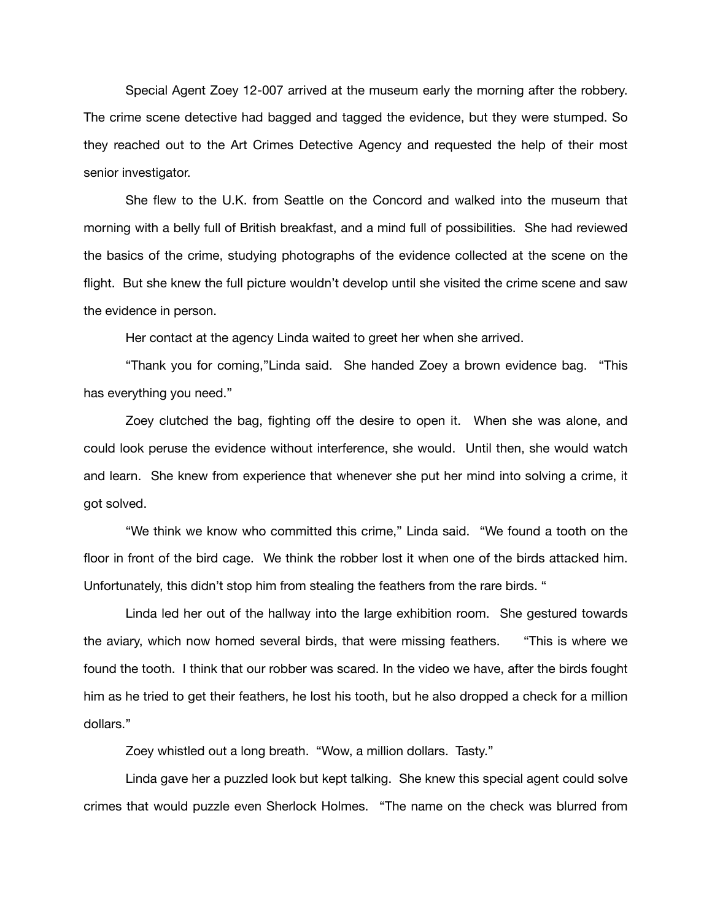Special Agent Zoey 12-007 arrived at the museum early the morning after the robbery. The crime scene detective had bagged and tagged the evidence, but they were stumped. So they reached out to the Art Crimes Detective Agency and requested the help of their most senior investigator.

She flew to the U.K. from Seattle on the Concord and walked into the museum that morning with a belly full of British breakfast, and a mind full of possibilities. She had reviewed the basics of the crime, studying photographs of the evidence collected at the scene on the flight. But she knew the full picture wouldn't develop until she visited the crime scene and saw the evidence in person.

Her contact at the agency Linda waited to greet her when she arrived.

"Thank you for coming,"Linda said. She handed Zoey a brown evidence bag. "This has everything you need."

Zoey clutched the bag, fighting off the desire to open it. When she was alone, and could look peruse the evidence without interference, she would. Until then, she would watch and learn. She knew from experience that whenever she put her mind into solving a crime, it got solved.

"We think we know who committed this crime," Linda said. "We found a tooth on the floor in front of the bird cage. We think the robber lost it when one of the birds attacked him. Unfortunately, this didn't stop him from stealing the feathers from the rare birds. "

Linda led her out of the hallway into the large exhibition room. She gestured towards the aviary, which now homed several birds, that were missing feathers. "This is where we found the tooth. I think that our robber was scared. In the video we have, after the birds fought him as he tried to get their feathers, he lost his tooth, but he also dropped a check for a million dollars."

Zoey whistled out a long breath. "Wow, a million dollars. Tasty."

Linda gave her a puzzled look but kept talking. She knew this special agent could solve crimes that would puzzle even Sherlock Holmes. "The name on the check was blurred from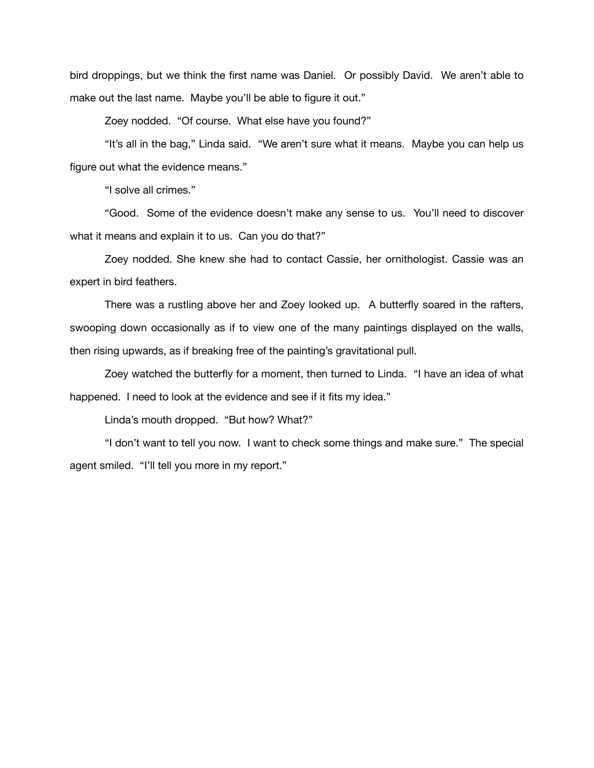bird droppings, but we think the first name was Daniel. Or possibly David. We aren't able to make out the last name. Maybe you'll be able to figure it out."

Zoey nodded. "Of course. What else have you found?"

"It's all in the bag," Linda said. "We aren't sure what it means. Maybe you can help us figure out what the evidence means."

"I solve all crimes."

"Good. Some of the evidence doesn't make any sense to us. You'll need to discover what it means and explain it to us. Can you do that?"

Zoey nodded. She knew she had to contact Cassie, her ornithologist. Cassie was an expert in bird feathers.

There was a rustling above her and Zoey looked up. A butterfly soared in the rafters, swooping down occasionally as if to view one of the many paintings displayed on the walls, then rising upwards, as if breaking free of the painting's gravitational pull.

Zoey watched the butterfly for a moment, then turned to Linda. "I have an idea of what happened. I need to look at the evidence and see if it fits my idea."

Linda's mouth dropped. "But how? What?"

"I don't want to tell you now. I want to check some things and make sure." The special agent smiled. "I'll tell you more in my report."